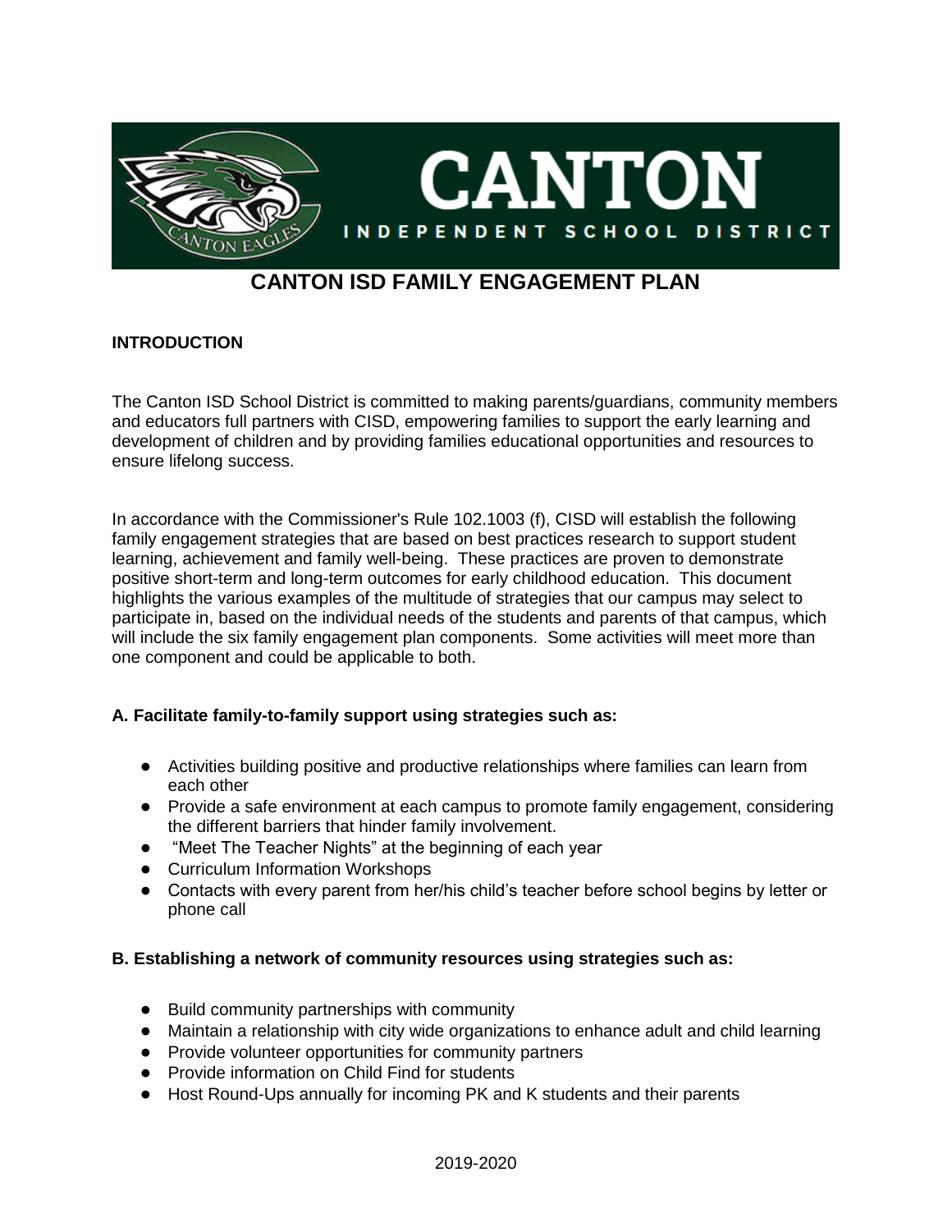# CANTON ISD FAMILY ENGAGEMENT PLAN

**INTRODUCTION**

The Canton ISD School District is committed to making parents/guardians, community members and educators full partners with CISD, empowering families to support the early learning and development of children and by providing families educational opportunities and resources to ensure lifelong success.

In accordance with the Commissioner's Rule 102.1003 (f), CISD will establish the following family engagement strategies that are based on best practices research to support student learning, achievement and family well-being. These practices are proven to demonstrate positive short-term and long-term outcomes for early childhood education. This document highlights the various examples of the multitude of strategies that our campus may select to participate in, based on the individual needs of the students and parents of that campus, which will include the six family engagement plan components. Some activities will meet more than one component and could be applicable to both.

**A. Facilitate family-to-family support using strategies such as:**

- Activities building positive and productive relationships where families can learn from each other
- Provide a safe environment at each campus to promote family engagement, considering the different barriers that hinder family involvement.
- "Meet The Teacher Nights" at the beginning of each year
- Curriculum Information Workshops
- Contacts with every parent from her/his child's teacher before school begins by letter or phone call

**B. Establishing a network of community resources using strategies such as:**

- Build community partnerships with community
- Maintain a relationship with city wide organizations to enhance adult and child learning
- Provide volunteer opportunities for community partners
- Provide information on Child Find for students
- Host Round-Ups annually for incoming PK and K students and their parents

2019-2020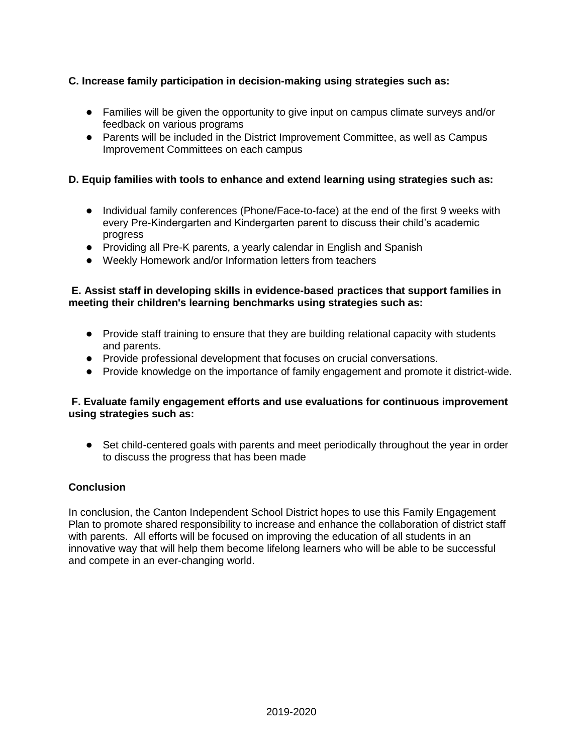**C. Increase family participation in decision-making using strategies such as:**

- Families will be given the opportunity to give input on campus climate surveys and/or feedback on various programs
- Parents will be included in the District Improvement Committee, as well as Campus Improvement Committees on each campus

**D. Equip families with tools to enhance and extend learning using strategies such as:**

- Individual family conferences (Phone/Face-to-face) at the end of the first 9 weeks with every Pre-Kindergarten and Kindergarten parent to discuss their child's academic progress
- Providing all Pre-K parents, a yearly calendar in English and Spanish
- Weekly Homework and/or Information letters from teachers

**E. Assist staff in developing skills in evidence-based practices that support families in meeting their children's learning benchmarks using strategies such as:**

- Provide staff training to ensure that they are building relational capacity with students and parents.
- Provide professional development that focuses on crucial conversations.
- Provide knowledge on the importance of family engagement and promote it district-wide.

**F. Evaluate family engagement efforts and use evaluations for continuous improvement using strategies such as:**

- Set child-centered goals with parents and meet periodically throughout the year in order to discuss the progress that has been made

**Conclusion**

In conclusion, the Canton Independent School District hopes to use this Family Engagement Plan to promote shared responsibility to increase and enhance the collaboration of district staff with parents. All efforts will be focused on improving the education of all students in an innovative way that will help them become lifelong learners who will be able to be successful and compete in an ever-changing world.